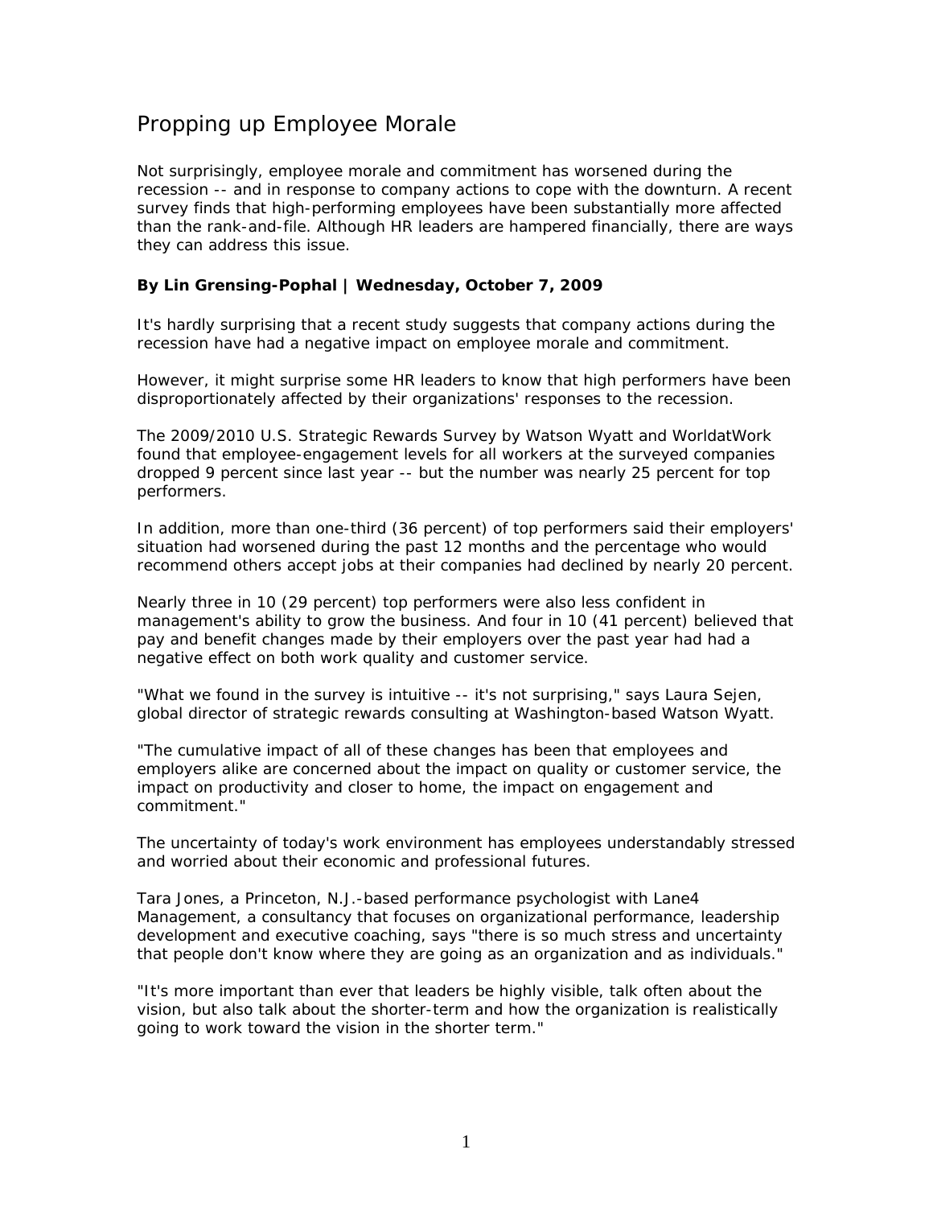# Propping up Employee Morale

Not surprisingly, employee morale and commitment has worsened during the recession -- and in response to company actions to cope with the downturn. A recent survey finds that high-performing employees have been substantially more affected than the rank-and-file. Although HR leaders are hampered financially, there are ways they can address this issue.

**By Lin Grensing-Pophal | Wednesday, October 7, 2009**

It's hardly surprising that a recent study suggests that company actions during the recession have had a negative impact on employee morale and commitment.

However, it might surprise some HR leaders to know that high performers have been disproportionately affected by their organizations' responses to the recession.

The 2009/2010 U.S. Strategic Rewards Survey by Watson Wyatt and WorldatWork found that employee-engagement levels for all workers at the surveyed companies dropped 9 percent since last year -- but the number was nearly 25 percent for top performers.

In addition, more than one-third (36 percent) of top performers said their employers' situation had worsened during the past 12 months and the percentage who would recommend others accept jobs at their companies had declined by nearly 20 percent.

Nearly three in 10 (29 percent) top performers were also less confident in management's ability to grow the business. And four in 10 (41 percent) believed that pay and benefit changes made by their employers over the past year had had a negative effect on both work quality and customer service.

"What we found in the survey is intuitive -- it's not surprising," says Laura Sejen, global director of strategic rewards consulting at Washington-based Watson Wyatt.

"The cumulative impact of all of these changes has been that employees and employers alike are concerned about the impact on quality or customer service, the impact on productivity and closer to home, the impact on engagement and commitment."

The uncertainty of today's work environment has employees understandably stressed and worried about their economic and professional futures.

Tara Jones, a Princeton, N.J.-based performance psychologist with Lane4 Management, a consultancy that focuses on organizational performance, leadership development and executive coaching, says "there is so much stress and uncertainty that people don't know where they are going as an organization and as individuals."

"It's more important than ever that leaders be highly visible, talk often about the vision, but also talk about the shorter-term and how the organization is realistically going to work toward the vision in the shorter term."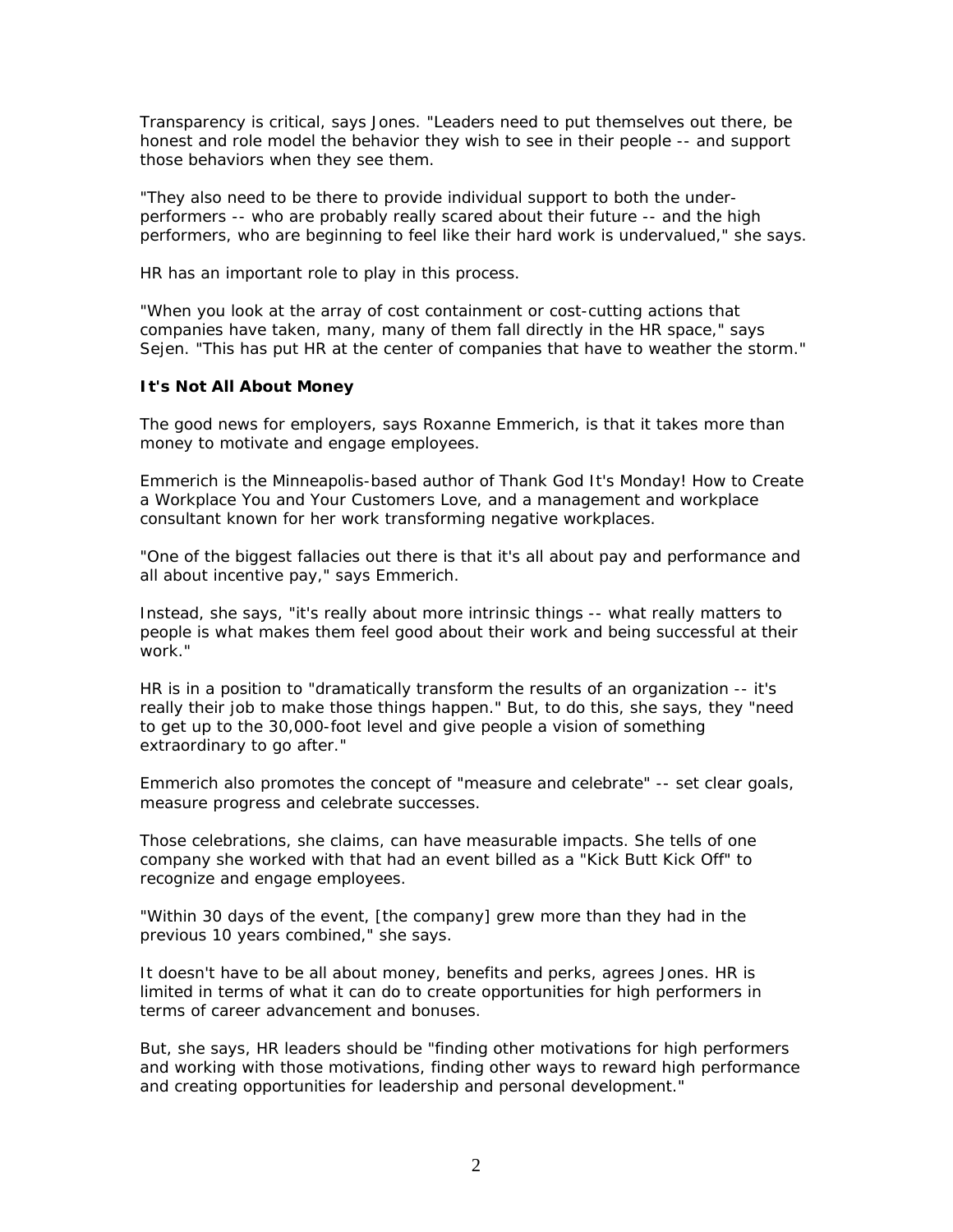Transparency is critical, says Jones. "Leaders need to put themselves out there, be honest and role model the behavior they wish to see in their people -- and support those behaviors when they see them.

"They also need to be there to provide individual support to both the under-performers -- who are probably really scared about their future -- and the high performers, who are beginning to feel like their hard work is undervalued," she says.

HR has an important role to play in this process.

"When you look at the array of cost containment or cost-cutting actions that companies have taken, many, many of them fall directly in the HR space," says Sejen. "This has put HR at the center of companies that have to weather the storm."

**It's Not All About Money**

The good news for employers, says Roxanne Emmerich, is that it takes more than money to motivate and engage employees.

Emmerich is the Minneapolis-based author of Thank God It's Monday! How to Create a Workplace You and Your Customers Love, and a management and workplace consultant known for her work transforming negative workplaces.

"One of the biggest fallacies out there is that it's all about pay and performance and all about incentive pay," says Emmerich.

Instead, she says, "it's really about more intrinsic things -- what really matters to people is what makes them feel good about their work and being successful at their work."

HR is in a position to "dramatically transform the results of an organization -- it's really their job to make those things happen." But, to do this, she says, they "need to get up to the 30,000-foot level and give people a vision of something extraordinary to go after."

Emmerich also promotes the concept of "measure and celebrate" -- set clear goals, measure progress and celebrate successes.

Those celebrations, she claims, can have measurable impacts. She tells of one company she worked with that had an event billed as a "Kick Butt Kick Off" to recognize and engage employees.

"Within 30 days of the event, [the company] grew more than they had in the previous 10 years combined," she says.

It doesn't have to be all about money, benefits and perks, agrees Jones. HR is limited in terms of what it can do to create opportunities for high performers in terms of career advancement and bonuses.

But, she says, HR leaders should be "finding other motivations for high performers and working with those motivations, finding other ways to reward high performance and creating opportunities for leadership and personal development."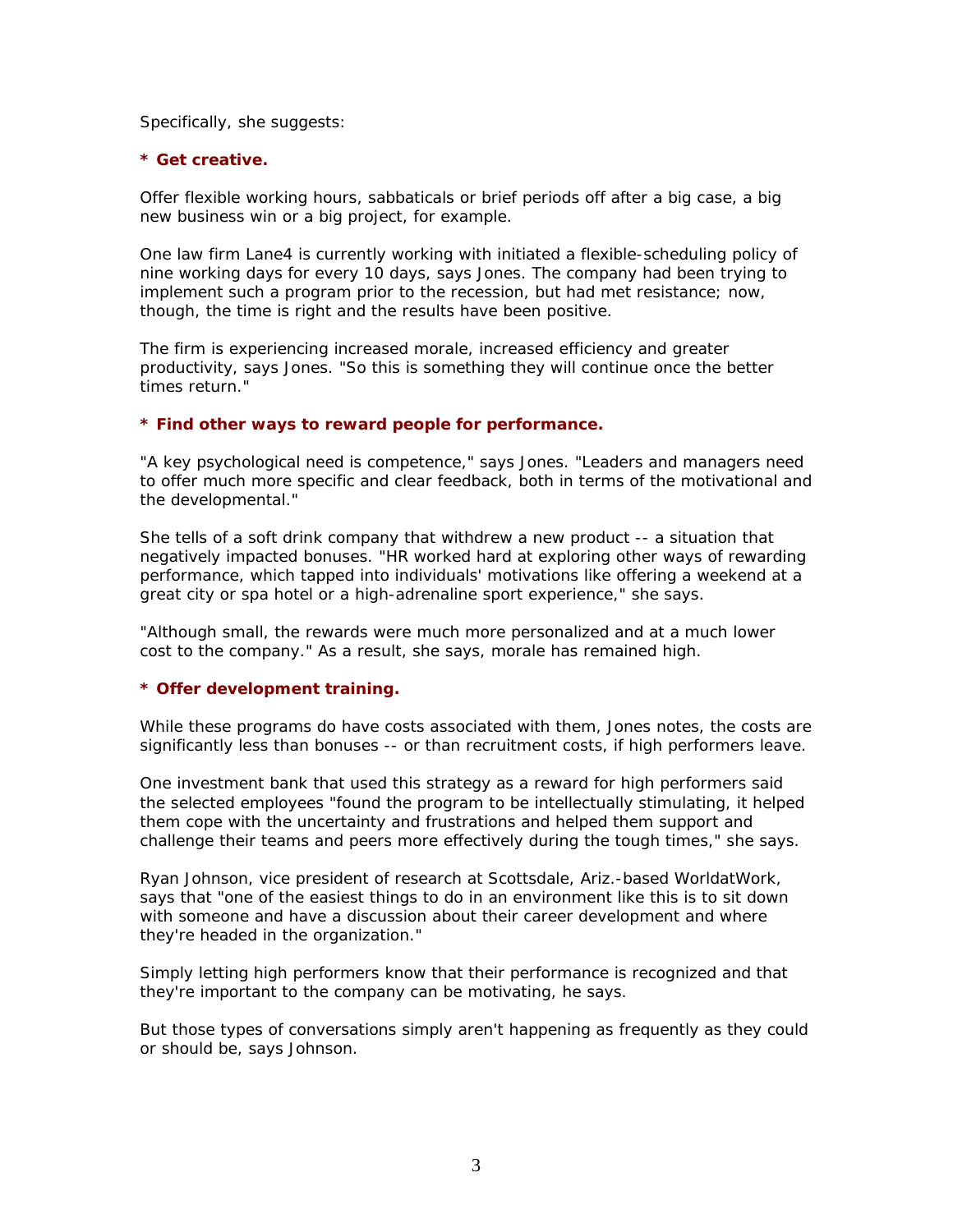Specifically, she suggests:

**\* Get creative.**

Offer flexible working hours, sabbaticals or brief periods off after a big case, a big new business win or a big project, for example.

One law firm Lane4 is currently working with initiated a flexible-scheduling policy of nine working days for every 10 days, says Jones. The company had been trying to implement such a program prior to the recession, but had met resistance; now, though, the time is right and the results have been positive.

The firm is experiencing increased morale, increased efficiency and greater productivity, says Jones. "So this is something they will continue once the better times return."

**\* Find other ways to reward people for performance.**

"A key psychological need is competence," says Jones. "Leaders and managers need to offer much more specific and clear feedback, both in terms of the motivational and the developmental."

She tells of a soft drink company that withdrew a new product -- a situation that negatively impacted bonuses. "HR worked hard at exploring other ways of rewarding performance, which tapped into individuals' motivations like offering a weekend at a great city or spa hotel or a high-adrenaline sport experience," she says.

"Although small, the rewards were much more personalized and at a much lower cost to the company." As a result, she says, morale has remained high.

**\* Offer development training.**

While these programs do have costs associated with them, Jones notes, the costs are significantly less than bonuses -- or than recruitment costs, if high performers leave.

One investment bank that used this strategy as a reward for high performers said the selected employees "found the program to be intellectually stimulating, it helped them cope with the uncertainty and frustrations and helped them support and challenge their teams and peers more effectively during the tough times," she says.

Ryan Johnson, vice president of research at Scottsdale, Ariz.-based WorldatWork, says that "one of the easiest things to do in an environment like this is to sit down with someone and have a discussion about their career development and where they're headed in the organization."

Simply letting high performers know that their performance is recognized and that they're important to the company can be motivating, he says.

But those types of conversations simply aren't happening as frequently as they could or should be, says Johnson.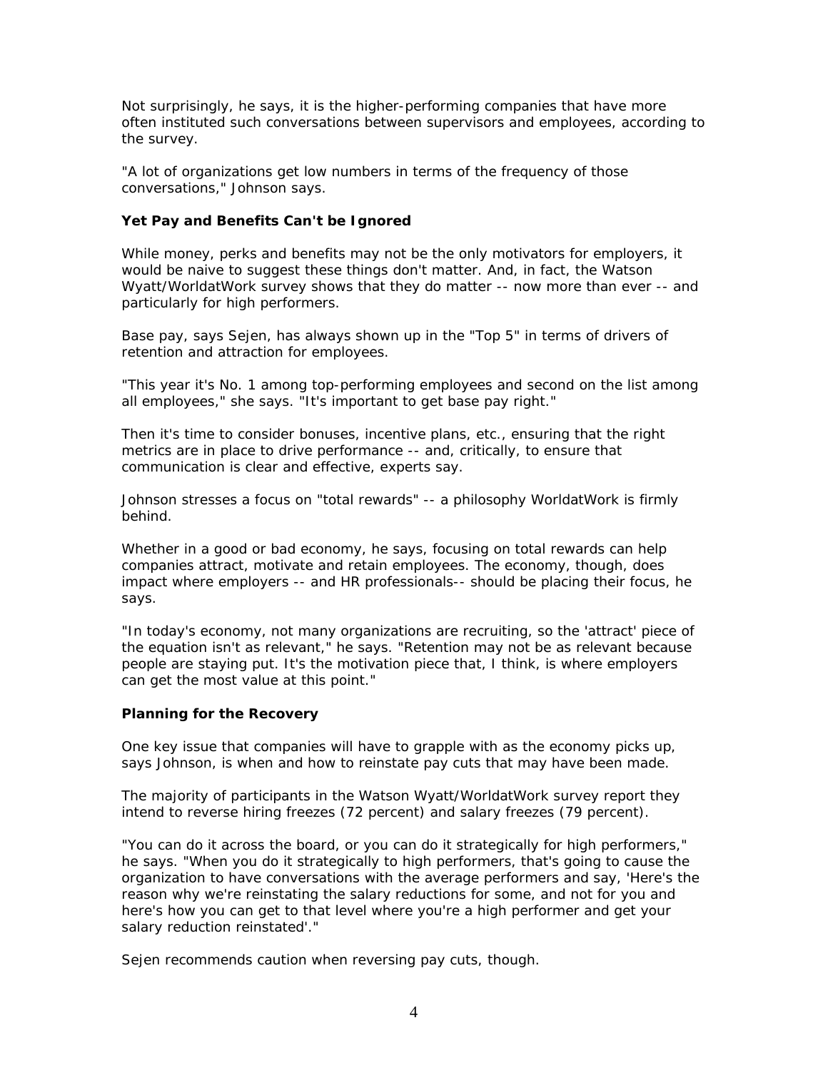Not surprisingly, he says, it is the higher-performing companies that have more often instituted such conversations between supervisors and employees, according to the survey.

"A lot of organizations get low numbers in terms of the frequency of those conversations," Johnson says.

**Yet Pay and Benefits Can't be Ignored**

While money, perks and benefits may not be the only motivators for employers, it would be naive to suggest these things don't matter. And, in fact, the Watson Wyatt/WorldatWork survey shows that they do matter -- now more than ever -- and particularly for high performers.

Base pay, says Sejen, has always shown up in the "Top 5" in terms of drivers of retention and attraction for employees.

"This year it's No. 1 among top-performing employees and second on the list among all employees," she says. "It's important to get base pay right."

Then it's time to consider bonuses, incentive plans, etc., ensuring that the right metrics are in place to drive performance -- and, critically, to ensure that communication is clear and effective, experts say.

Johnson stresses a focus on "total rewards" -- a philosophy WorldatWork is firmly behind.

Whether in a good or bad economy, he says, focusing on total rewards can help companies attract, motivate and retain employees. The economy, though, does impact where employers -- and HR professionals-- should be placing their focus, he says.

"In today's economy, not many organizations are recruiting, so the 'attract' piece of the equation isn't as relevant," he says. "Retention may not be as relevant because people are staying put. It's the motivation piece that, I think, is where employers can get the most value at this point."

**Planning for the Recovery**

One key issue that companies will have to grapple with as the economy picks up, says Johnson, is when and how to reinstate pay cuts that may have been made.

The majority of participants in the Watson Wyatt/WorldatWork survey report they intend to reverse hiring freezes (72 percent) and salary freezes (79 percent).

"You can do it across the board, or you can do it strategically for high performers," he says. "When you do it strategically to high performers, that's going to cause the organization to have conversations with the average performers and say, 'Here's the reason why we're reinstating the salary reductions for some, and not for you and here's how you can get to that level where you're a high performer and get your salary reduction reinstated'."

Sejen recommends caution when reversing pay cuts, though.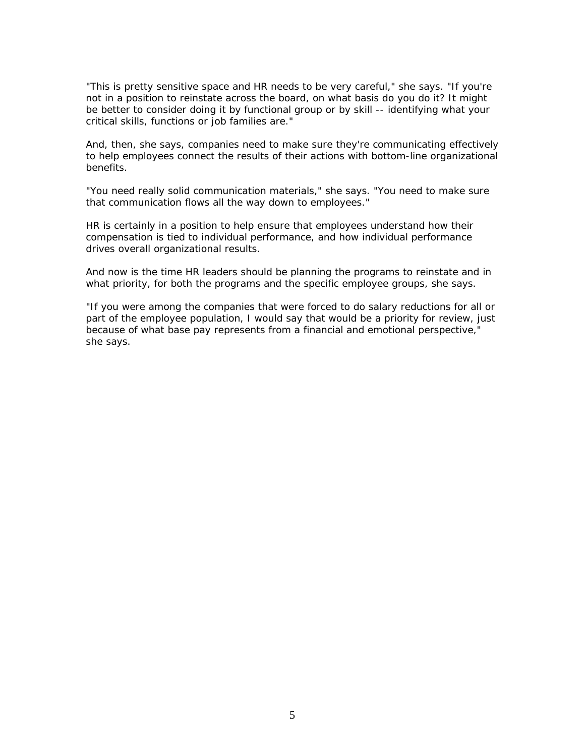"This is pretty sensitive space and HR needs to be very careful," she says. "If you're not in a position to reinstate across the board, on what basis do you do it? It might be better to consider doing it by functional group or by skill -- identifying what your critical skills, functions or job families are."

And, then, she says, companies need to make sure they're communicating effectively to help employees connect the results of their actions with bottom-line organizational benefits.

"You need really solid communication materials," she says. "You need to make sure that communication flows all the way down to employees."

HR is certainly in a position to help ensure that employees understand how their compensation is tied to individual performance, and how individual performance drives overall organizational results.

And now is the time HR leaders should be planning the programs to reinstate and in what priority, for both the programs and the specific employee groups, she says.

"If you were among the companies that were forced to do salary reductions for all or part of the employee population, I would say that would be a priority for review, just because of what base pay represents from a financial and emotional perspective," she says.